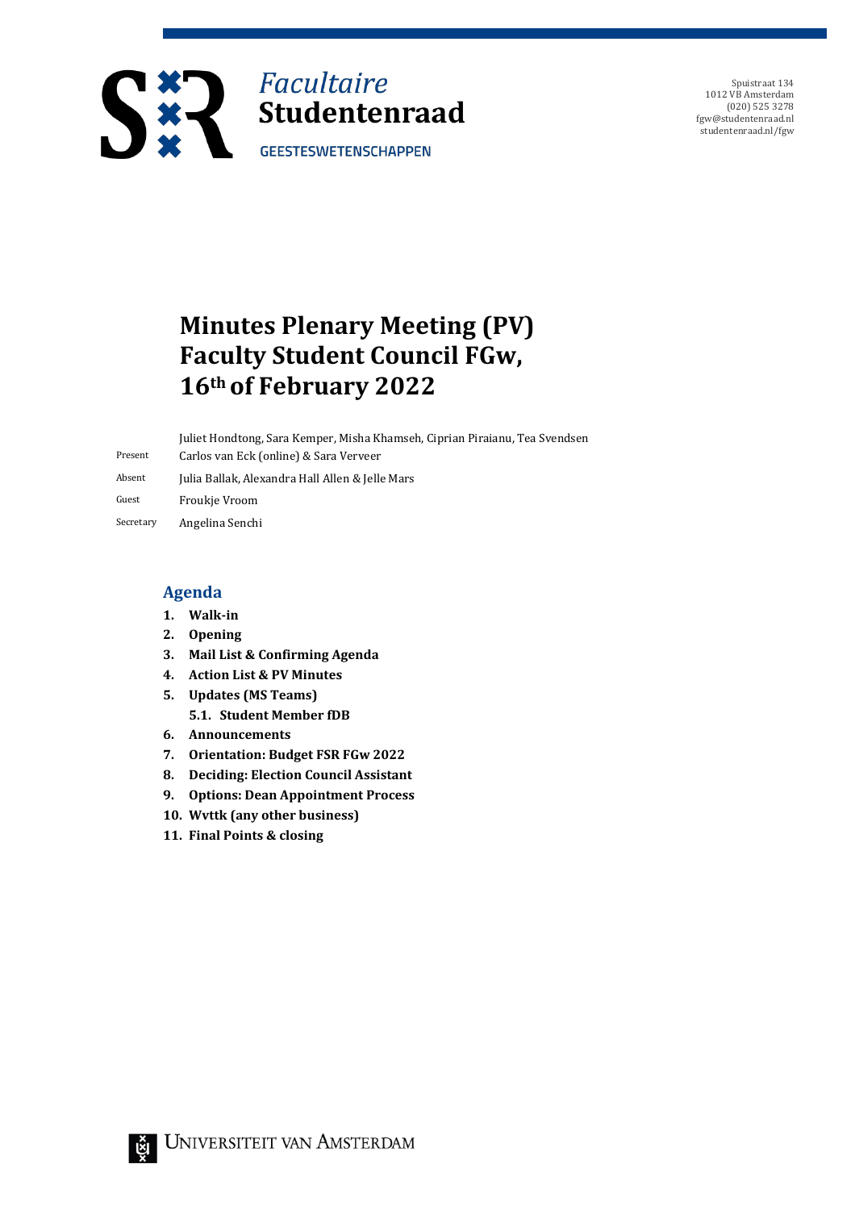Facultaire **Studentenraad**
GEESTESWETENSCHAPPEN

Spuistraat 134
1012 VB Amsterdam
(020) 525 3278
fgw@studentenraad.nl
studentenraad.nl/fgw

# Minutes Plenary Meeting (PV) Faculty Student Council FGw, 16th of February 2022

| | |
|---|---|
| Present | Juliet Hondtong, Sara Kemper, Misha Khamseh, Ciprian Piraianu, Tea Svendsen Carlos van Eck (online) & Sara Verveer |
| Absent | Julia Ballak, Alexandra Hall Allen & Jelle Mars |
| Guest | Froukje Vroom |
| Secretary | Angelina Senchi |

## Agenda

1. **Walk-in**
2. **Opening**
3. **Mail List & Confirming Agenda**
4. **Action List & PV Minutes**
5. **Updates (MS Teams)**
   5.1. **Student Member fDB**
6. **Announcements**
7. **Orientation: Budget FSR FGw 2022**
8. **Deciding: Election Council Assistant**
9. **Options: Dean Appointment Process**
10. **Wvttk (any other business)**
11. **Final Points & closing**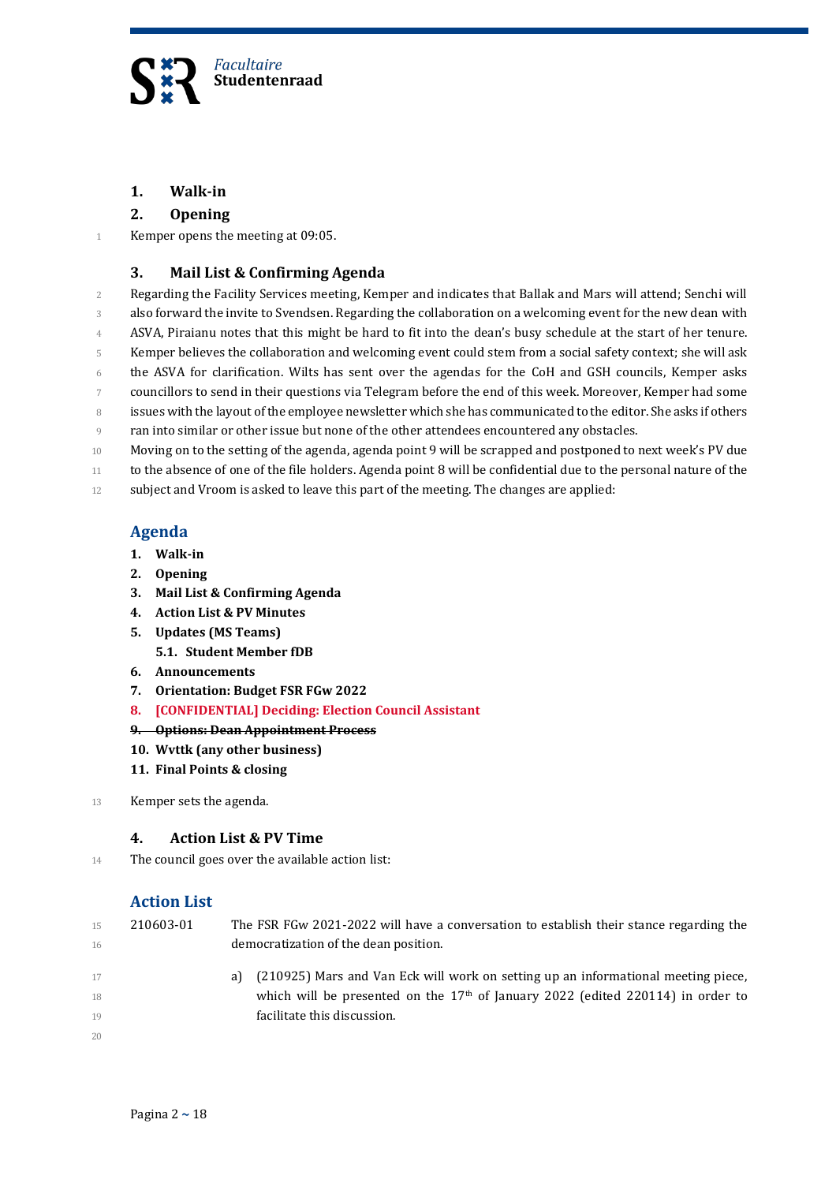## 1. Walk-in

## 2. Opening

Kemper opens the meeting at 09:05.

## 3. Mail List & Confirming Agenda

Regarding the Facility Services meeting, Kemper and indicates that Ballak and Mars will attend; Senchi will also forward the invite to Svendsen. Regarding the collaboration on a welcoming event for the new dean with ASVA, Piraianu notes that this might be hard to fit into the dean's busy schedule at the start of her tenure. Kemper believes the collaboration and welcoming event could stem from a social safety context; she will ask the ASVA for clarification. Wilts has sent over the agendas for the CoH and GSH councils, Kemper asks councillors to send in their questions via Telegram before the end of this week. Moreover, Kemper had some issues with the layout of the employee newsletter which she has communicated to the editor. She asks if others ran into similar or other issue but none of the other attendees encountered any obstacles.

Moving on to the setting of the agenda, agenda point 9 will be scrapped and postponed to next week's PV due to the absence of one of the file holders. Agenda point 8 will be confidential due to the personal nature of the subject and Vroom is asked to leave this part of the meeting. The changes are applied:

### Agenda

1. **Walk-in**
2. **Opening**
3. **Mail List & Confirming Agenda**
4. **Action List & PV Minutes**
5. **Updates (MS Teams)**
   - **5.1. Student Member fDB**
6. **Announcements**
7. **Orientation: Budget FSR FGw 2022**
8. **[CONFIDENTIAL] Deciding: Election Council Assistant**
9. ~~**Options: Dean Appointment Process**~~
10. **Wvttk (any other business)**
11. **Final Points & closing**

Kemper sets the agenda.

## 4. Action List & PV Time

The council goes over the available action list:

### Action List

210603-01 The FSR FGw 2021-2022 will have a conversation to establish their stance regarding the democratization of the dean position.

a) (210925) Mars and Van Eck will work on setting up an informational meeting piece, which will be presented on the 17th of January 2022 (edited 220114) in order to facilitate this discussion.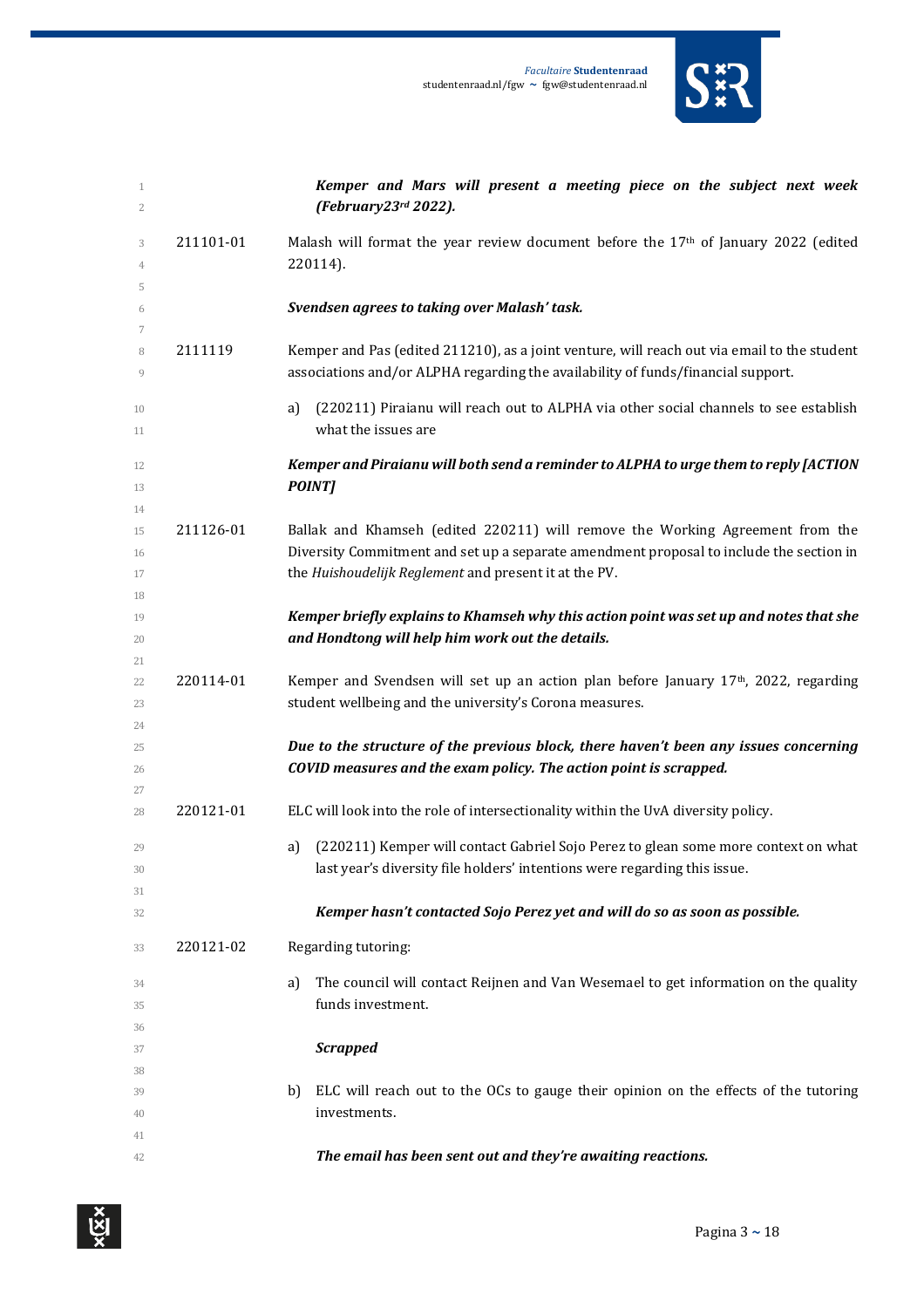***Kemper and Mars will present a meeting piece on the subject next week (February23rd 2022).***

211101-01 Malash will format the year review document before the 17th of January 2022 (edited 220114).

***Svendsen agrees to taking over Malash' task.***

2111119 Kemper and Pas (edited 211210), as a joint venture, will reach out via email to the student associations and/or ALPHA regarding the availability of funds/financial support.

a) (220211) Piraianu will reach out to ALPHA via other social channels to see establish what the issues are

***Kemper and Piraianu will both send a reminder to ALPHA to urge them to reply [ACTION POINT]***

211126-01 Ballak and Khamseh (edited 220211) will remove the Working Agreement from the Diversity Commitment and set up a separate amendment proposal to include the section in the *Huishoudelijk Reglement* and present it at the PV.

***Kemper briefly explains to Khamseh why this action point was set up and notes that she and Hondtong will help him work out the details.***

220114-01 Kemper and Svendsen will set up an action plan before January 17th, 2022, regarding student wellbeing and the university's Corona measures.

***Due to the structure of the previous block, there haven't been any issues concerning COVID measures and the exam policy. The action point is scrapped.***

220121-01 ELC will look into the role of intersectionality within the UvA diversity policy.

a) (220211) Kemper will contact Gabriel Sojo Perez to glean some more context on what last year's diversity file holders' intentions were regarding this issue.

***Kemper hasn't contacted Sojo Perez yet and will do so as soon as possible.***

220121-02 Regarding tutoring:

a) The council will contact Reijnen and Van Wesemael to get information on the quality funds investment.

***Scrapped***

b) ELC will reach out to the OCs to gauge their opinion on the effects of the tutoring investments.

***The email has been sent out and they're awaiting reactions.***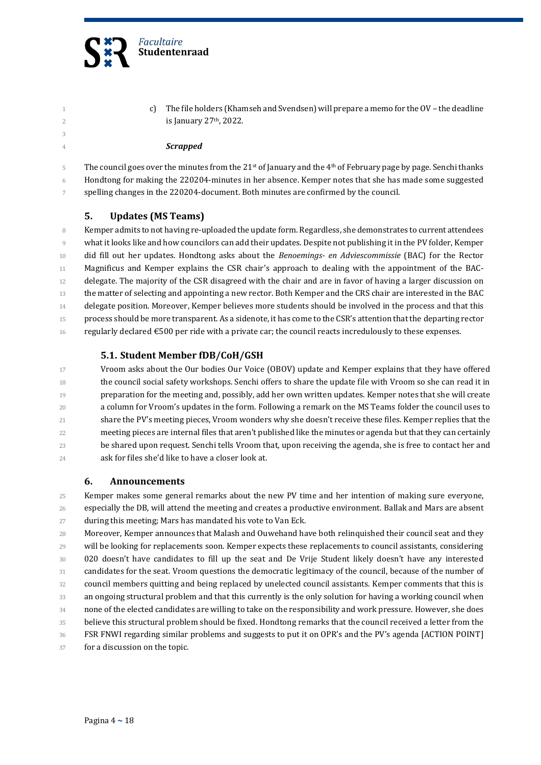c) The file holders (Khamseh and Svendsen) will prepare a memo for the OV – the deadline is January 27th, 2022.

***Scrapped***

The council goes over the minutes from the 21st of January and the 4th of February page by page. Senchi thanks Hondtong for making the 220204-minutes in her absence. Kemper notes that she has made some suggested spelling changes in the 220204-document. Both minutes are confirmed by the council.

## 5. Updates (MS Teams)

Kemper admits to not having re-uploaded the update form. Regardless, she demonstrates to current attendees what it looks like and how councilors can add their updates. Despite not publishing it in the PV folder, Kemper did fill out her updates. Hondtong asks about the *Benoemings- en Adviescommissie* (BAC) for the Rector Magnificus and Kemper explains the CSR chair's approach to dealing with the appointment of the BAC-delegate. The majority of the CSR disagreed with the chair and are in favor of having a larger discussion on the matter of selecting and appointing a new rector. Both Kemper and the CRS chair are interested in the BAC delegate position. Moreover, Kemper believes more students should be involved in the process and that this process should be more transparent. As a sidenote, it has come to the CSR's attention that the departing rector regularly declared €500 per ride with a private car; the council reacts incredulously to these expenses.

### 5.1. Student Member fDB/CoH/GSH

Vroom asks about the Our bodies Our Voice (OBOV) update and Kemper explains that they have offered the council social safety workshops. Senchi offers to share the update file with Vroom so she can read it in preparation for the meeting and, possibly, add her own written updates. Kemper notes that she will create a column for Vroom's updates in the form. Following a remark on the MS Teams folder the council uses to share the PV's meeting pieces, Vroom wonders why she doesn't receive these files. Kemper replies that the meeting pieces are internal files that aren't published like the minutes or agenda but that they can certainly be shared upon request. Senchi tells Vroom that, upon receiving the agenda, she is free to contact her and ask for files she'd like to have a closer look at.

## 6. Announcements

Kemper makes some general remarks about the new PV time and her intention of making sure everyone, especially the DB, will attend the meeting and creates a productive environment. Ballak and Mars are absent during this meeting; Mars has mandated his vote to Van Eck.

Moreover, Kemper announces that Malash and Ouwehand have both relinquished their council seat and they will be looking for replacements soon. Kemper expects these replacements to council assistants, considering 020 doesn't have candidates to fill up the seat and De Vrije Student likely doesn't have any interested candidates for the seat. Vroom questions the democratic legitimacy of the council, because of the number of council members quitting and being replaced by unelected council assistants. Kemper comments that this is an ongoing structural problem and that this currently is the only solution for having a working council when none of the elected candidates are willing to take on the responsibility and work pressure. However, she does believe this structural problem should be fixed. Hondtong remarks that the council received a letter from the FSR FNWI regarding similar problems and suggests to put it on OPR's and the PV's agenda [ACTION POINT] for a discussion on the topic.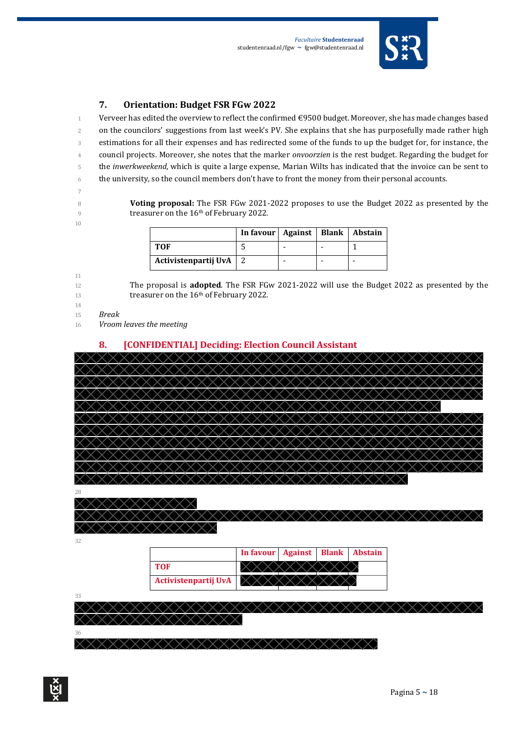## 7. Orientation: Budget FSR FGw 2022

Verveer has edited the overview to reflect the confirmed €9500 budget. Moreover, she has made changes based on the councilors' suggestions from last week's PV. She explains that she has purposefully made rather high estimations for all their expenses and has redirected some of the funds to up the budget for, for instance, the council projects. Moreover, she notes that the marker *onvoorzien* is the rest budget. Regarding the budget for the *inwerkweekend*, which is quite a large expense, Marian Wilts has indicated that the invoice can be sent to the university, so the council members don't have to front the money from their personal accounts.

> **Voting proposal:** The FSR FGw 2021-2022 proposes to use the Budget 2022 as presented by the treasurer on the 16th of February 2022.

| | In favour | Against | Blank | Abstain |
|---|---|---|---|---|
| **TOF** | 5 | - | - | 1 |
| **Activistenpartij UvA** | 2 | - | - | - |

> The proposal is **adopted**. The FSR FGw 2021-2022 will use the Budget 2022 as presented by the treasurer on the 16th of February 2022.

*Break*

*Vroom leaves the meeting*

## 8. [CONFIDENTIAL] Deciding: Election Council Assistant

| | In favour | Against | Blank | Abstain |
|---|---|---|---|---|
| **TOF** | | | | |
| **Activistenpartij UvA** | | | | |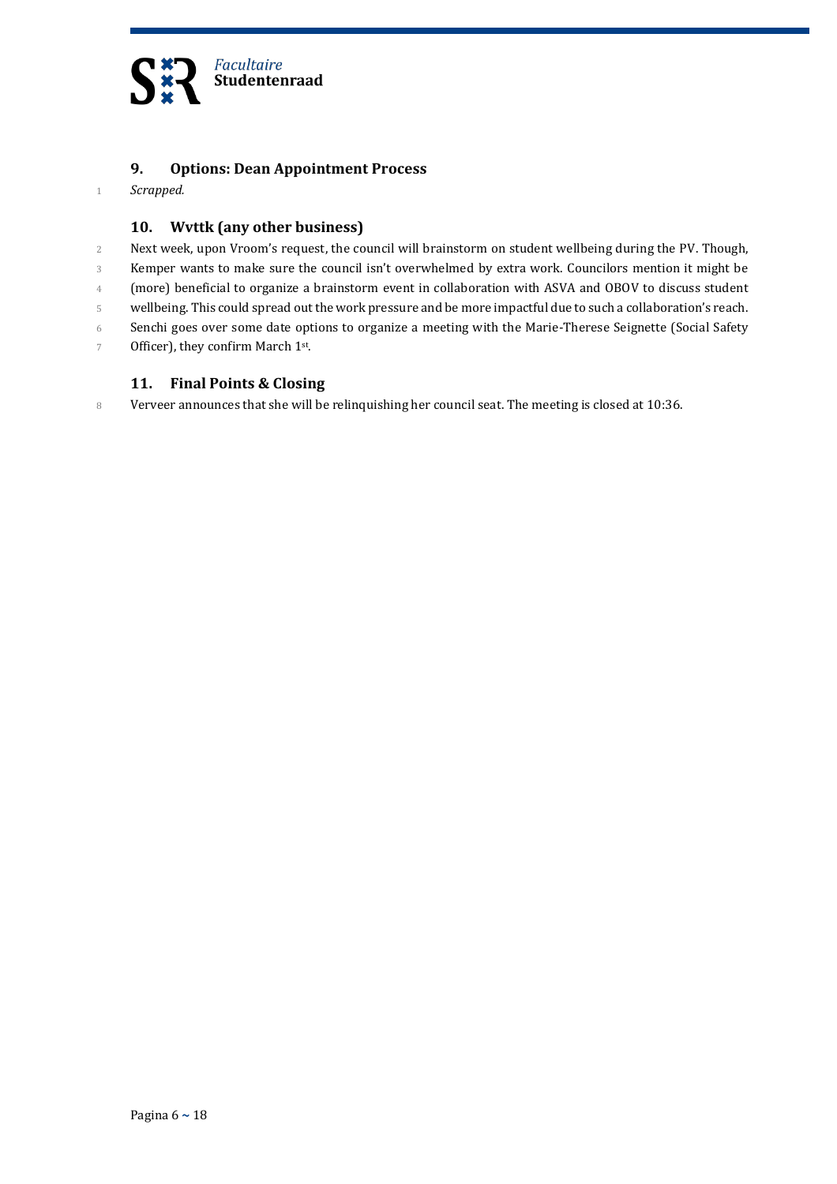## 9. Options: Dean Appointment Process

*Scrapped.*

## 10. Wvttk (any other business)

Next week, upon Vroom's request, the council will brainstorm on student wellbeing during the PV. Though, Kemper wants to make sure the council isn't overwhelmed by extra work. Councilors mention it might be (more) beneficial to organize a brainstorm event in collaboration with ASVA and OBOV to discuss student wellbeing. This could spread out the work pressure and be more impactful due to such a collaboration's reach. Senchi goes over some date options to organize a meeting with the Marie-Therese Seignette (Social Safety Officer), they confirm March 1st.

## 11. Final Points & Closing

Verveer announces that she will be relinquishing her council seat. The meeting is closed at 10:36.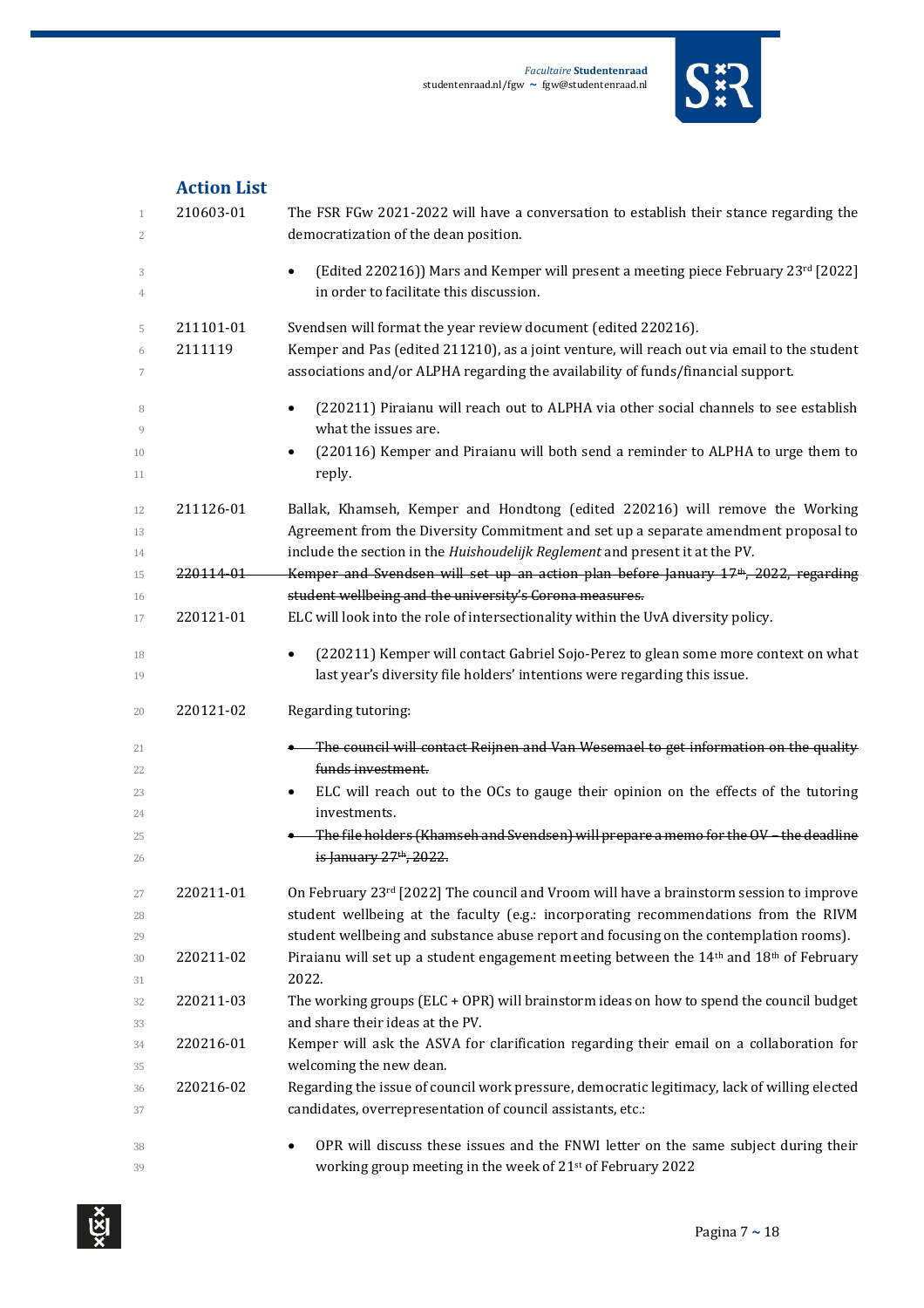## Action List

| | |
|---|---|
| 210603-01 | The FSR FGw 2021-2022 will have a conversation to establish their stance regarding the democratization of the dean position.<br>• (Edited 220216)) Mars and Kemper will present a meeting piece February 23rd [2022] in order to facilitate this discussion. |
| 211101-01 | Svendsen will format the year review document (edited 220216). |
| 2111119 | Kemper and Pas (edited 211210), as a joint venture, will reach out via email to the student associations and/or ALPHA regarding the availability of funds/financial support.<br>• (220211) Piraianu will reach out to ALPHA via other social channels to see establish what the issues are.<br>• (220116) Kemper and Piraianu will both send a reminder to ALPHA to urge them to reply. |
| 211126-01 | Ballak, Khamseh, Kemper and Hondtong (edited 220216) will remove the Working Agreement from the Diversity Commitment and set up a separate amendment proposal to include the section in the *Huishoudelijk Reglement* and present it at the PV. |
| ~~220114-01~~ | ~~Kemper and Svendsen will set up an action plan before January 17th, 2022, regarding student wellbeing and the university's Corona measures.~~ |
| 220121-01 | ELC will look into the role of intersectionality within the UvA diversity policy.<br>• (220211) Kemper will contact Gabriel Sojo-Perez to glean some more context on what last year's diversity file holders' intentions were regarding this issue. |
| 220121-02 | Regarding tutoring:<br>• ~~The council will contact Reijnen and Van Wesemael to get information on the quality funds investment.~~<br>• ELC will reach out to the OCs to gauge their opinion on the effects of the tutoring investments.<br>• ~~The file holders (Khamseh and Svendsen) will prepare a memo for the OV – the deadline is January 27th, 2022.~~ |
| 220211-01 | On February 23rd [2022] The council and Vroom will have a brainstorm session to improve student wellbeing at the faculty (e.g.: incorporating recommendations from the RIVM student wellbeing and substance abuse report and focusing on the contemplation rooms). |
| 220211-02 | Piraianu will set up a student engagement meeting between the 14th and 18th of February 2022. |
| 220211-03 | The working groups (ELC + OPR) will brainstorm ideas on how to spend the council budget and share their ideas at the PV. |
| 220216-01 | Kemper will ask the ASVA for clarification regarding their email on a collaboration for welcoming the new dean. |
| 220216-02 | Regarding the issue of council work pressure, democratic legitimacy, lack of willing elected candidates, overrepresentation of council assistants, etc.:<br>• OPR will discuss these issues and the FNWI letter on the same subject during their working group meeting in the week of 21st of February 2022 |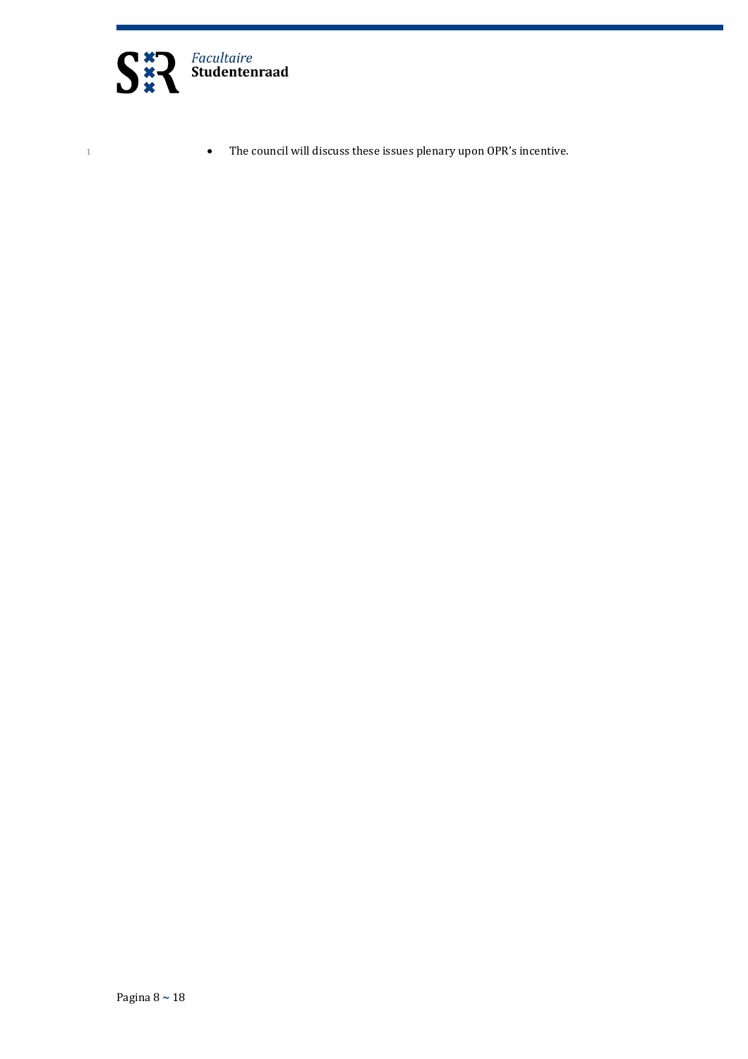- The council will discuss these issues plenary upon OPR's incentive.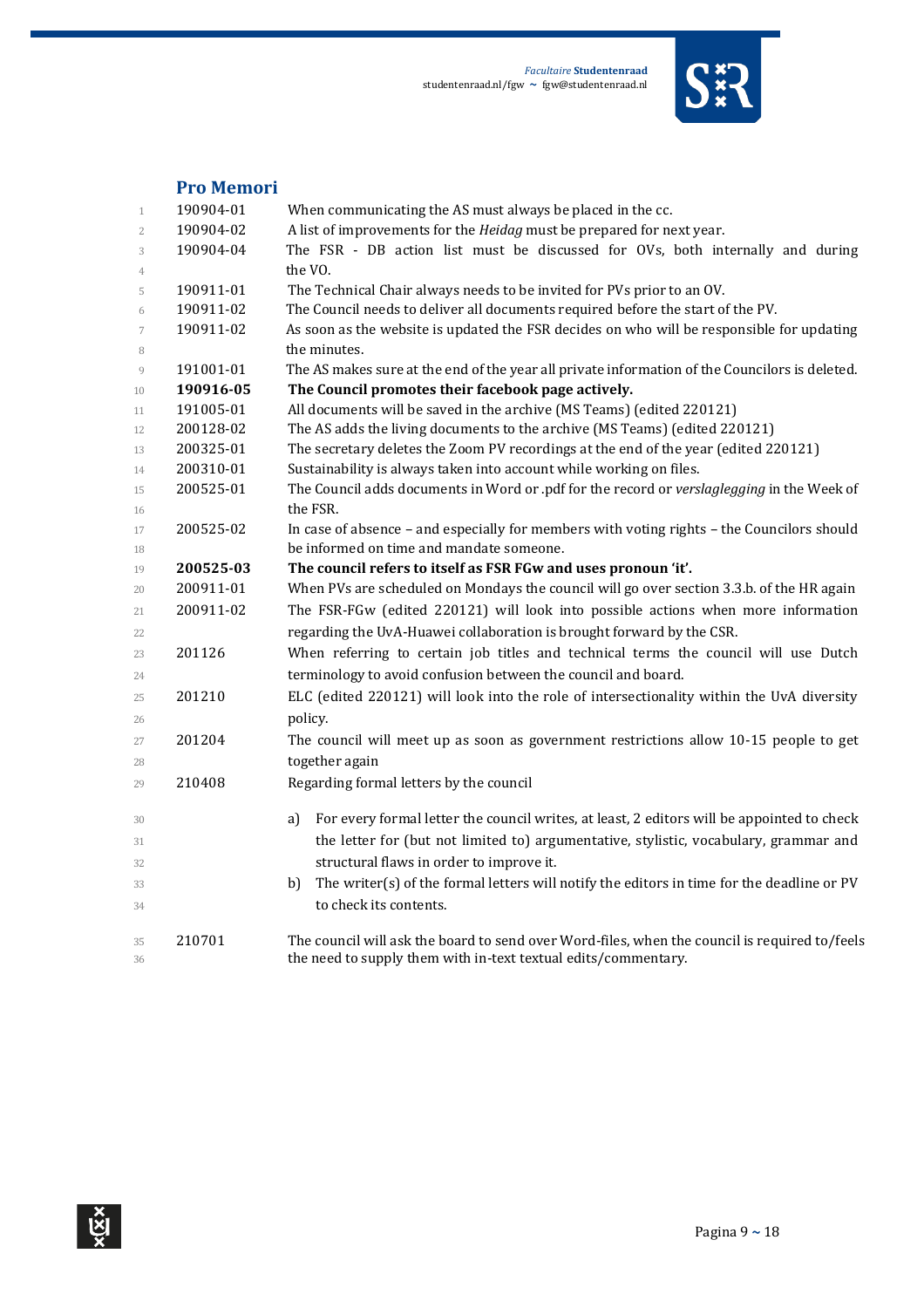## Pro Memori

| | |
|---|---|
| 190904-01 | When communicating the AS must always be placed in the cc. |
| 190904-02 | A list of improvements for the *Heidag* must be prepared for next year. |
| 190904-04 | The FSR - DB action list must be discussed for OVs, both internally and during the VO. |
| 190911-01 | The Technical Chair always needs to be invited for PVs prior to an OV. |
| 190911-02 | The Council needs to deliver all documents required before the start of the PV. |
| 190911-02 | As soon as the website is updated the FSR decides on who will be responsible for updating the minutes. |
| 191001-01 | The AS makes sure at the end of the year all private information of the Councilors is deleted. |
| **190916-05** | **The Council promotes their facebook page actively.** |
| 191005-01 | All documents will be saved in the archive (MS Teams) (edited 220121) |
| 200128-02 | The AS adds the living documents to the archive (MS Teams) (edited 220121) |
| 200325-01 | The secretary deletes the Zoom PV recordings at the end of the year (edited 220121) |
| 200310-01 | Sustainability is always taken into account while working on files. |
| 200525-01 | The Council adds documents in Word or .pdf for the record or *verslaglegging* in the Week of the FSR. |
| 200525-02 | In case of absence – and especially for members with voting rights – the Councilors should be informed on time and mandate someone. |
| **200525-03** | **The council refers to itself as FSR FGw and uses pronoun 'it'.** |
| 200911-01 | When PVs are scheduled on Mondays the council will go over section 3.3.b. of the HR again |
| 200911-02 | The FSR-FGw (edited 220121) will look into possible actions when more information regarding the UvA-Huawei collaboration is brought forward by the CSR. |
| 201126 | When referring to certain job titles and technical terms the council will use Dutch terminology to avoid confusion between the council and board. |
| 201210 | ELC (edited 220121) will look into the role of intersectionality within the UvA diversity policy. |
| 201204 | The council will meet up as soon as government restrictions allow 10-15 people to get together again |
| 210408 | Regarding formal letters by the council<br>a) For every formal letter the council writes, at least, 2 editors will be appointed to check the letter for (but not limited to) argumentative, stylistic, vocabulary, grammar and structural flaws in order to improve it.<br>b) The writer(s) of the formal letters will notify the editors in time for the deadline or PV to check its contents. |
| 210701 | The council will ask the board to send over Word-files, when the council is required to/feels the need to supply them with in-text textual edits/commentary. |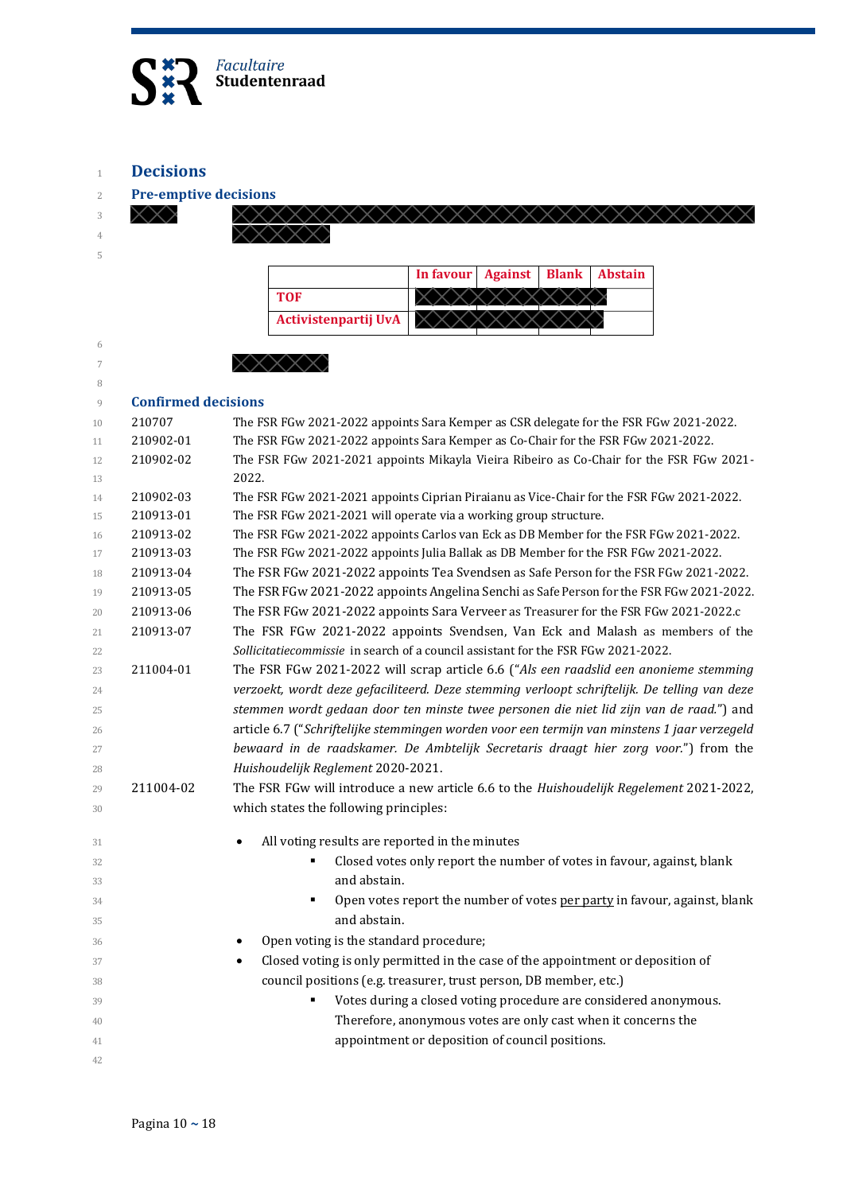# Decisions

## Pre-emptive decisions

|  | In favour | Against | Blank | Abstain |
|---|---|---|---|---|
| TOF |  |  |  |  |
| Activistenpartij UvA |  |  |  |  |

## Confirmed decisions

| | |
|---|---|
| 210707 | The FSR FGw 2021-2022 appoints Sara Kemper as CSR delegate for the FSR FGw 2021-2022. |
| 210902-01 | The FSR FGw 2021-2022 appoints Sara Kemper as Co-Chair for the FSR FGw 2021-2022. |
| 210902-02 | The FSR FGw 2021-2021 appoints Mikayla Vieira Ribeiro as Co-Chair for the FSR FGw 2021-2022. |
| 210902-03 | The FSR FGw 2021-2021 appoints Ciprian Piraianu as Vice-Chair for the FSR FGw 2021-2022. |
| 210913-01 | The FSR FGw 2021-2021 will operate via a working group structure. |
| 210913-02 | The FSR FGw 2021-2022 appoints Carlos van Eck as DB Member for the FSR FGw 2021-2022. |
| 210913-03 | The FSR FGw 2021-2022 appoints Julia Ballak as DB Member for the FSR FGw 2021-2022. |
| 210913-04 | The FSR FGw 2021-2022 appoints Tea Svendsen as Safe Person for the FSR FGw 2021-2022. |
| 210913-05 | The FSR FGw 2021-2022 appoints Angelina Senchi as Safe Person for the FSR FGw 2021-2022. |
| 210913-06 | The FSR FGw 2021-2022 appoints Sara Verveer as Treasurer for the FSR FGw 2021-2022.c |
| 210913-07 | The FSR FGw 2021-2022 appoints Svendsen, Van Eck and Malash as members of the *Sollicitatiecommissie* in search of a council assistant for the FSR FGw 2021-2022. |
| 211004-01 | The FSR FGw 2021-2022 will scrap article 6.6 ("*Als een raadslid een anonieme stemming verzoekt, wordt deze gefaciliteerd. Deze stemming verloopt schriftelijk. De telling van deze stemmen wordt gedaan door ten minste twee personen die niet lid zijn van de raad.*") and article 6.7 ("*Schriftelijke stemmingen worden voor een termijn van minstens 1 jaar verzegeld bewaard in de raadskamer. De Ambtelijk Secretaris draagt hier zorg voor.*") from the *Huishoudelijk Reglement* 2020-2021. |
| 211004-02 | The FSR FGw will introduce a new article 6.6 to the *Huishoudelijk Regelement* 2021-2022, which states the following principles: |

- All voting results are reported in the minutes
  - Closed votes only report the number of votes in favour, against, blank and abstain.
  - Open votes report the number of votes <u>per party</u> in favour, against, blank and abstain.
- Open voting is the standard procedure;
- Closed voting is only permitted in the case of the appointment or deposition of council positions (e.g. treasurer, trust person, DB member, etc.)
  - Votes during a closed voting procedure are considered anonymous. Therefore, anonymous votes are only cast when it concerns the appointment or deposition of council positions.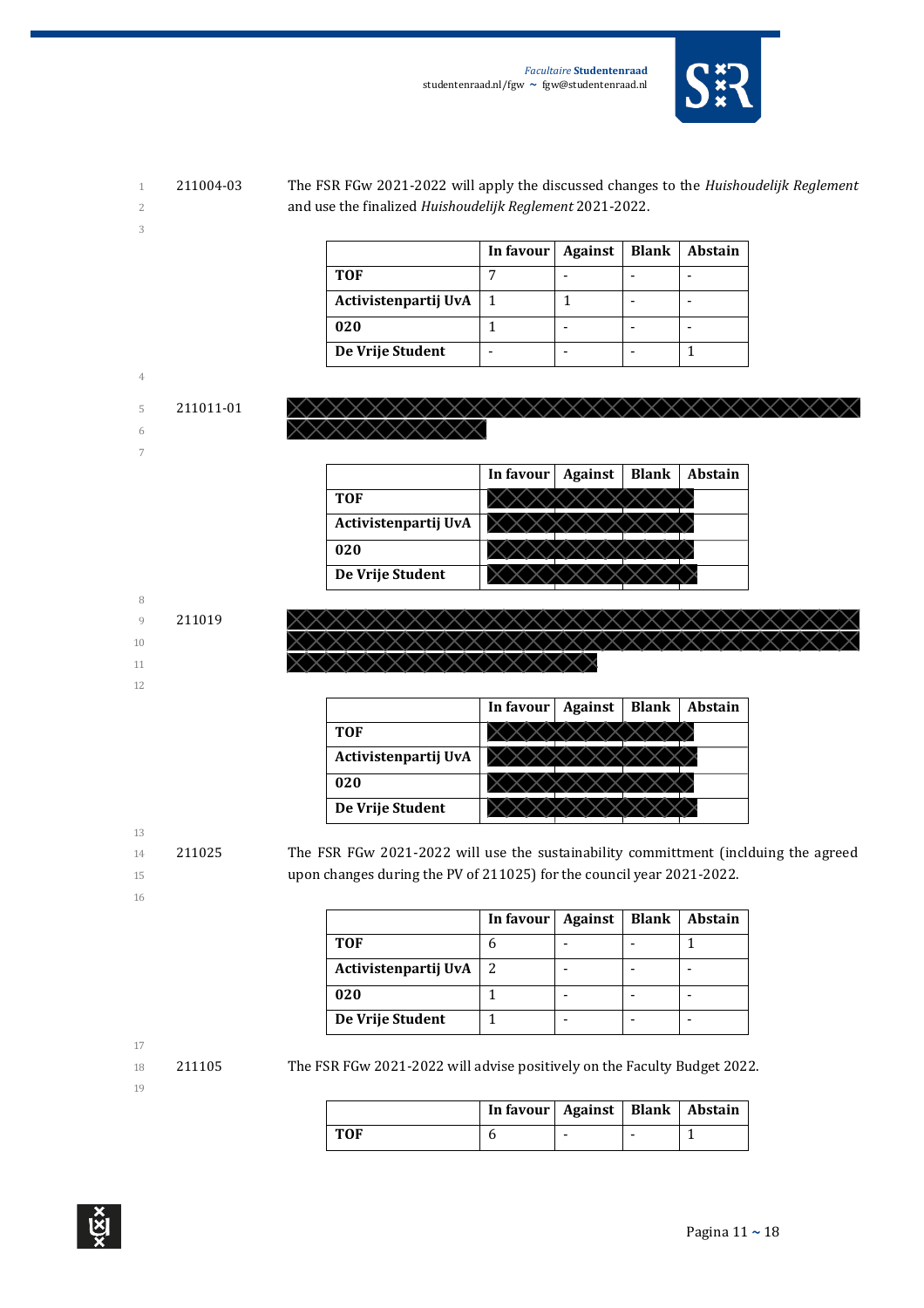211004-03 The FSR FGw 2021-2022 will apply the discussed changes to the *Huishoudelijk Reglement* and use the finalized *Huishoudelijk Reglement* 2021-2022.

| | In favour | Against | Blank | Abstain |
|---|---|---|---|---|
| **TOF** | 7 | - | - | - |
| **Activistenpartij UvA** | 1 | 1 | - | - |
| **020** | 1 | - | - | - |
| **De Vrije Student** | - | - | - | 1 |

211011-01 [redacted]

| | In favour | Against | Blank | Abstain |
|---|---|---|---|---|
| **TOF** | [redacted] | [redacted] | [redacted] | |
| **Activistenpartij UvA** | [redacted] | [redacted] | [redacted] | |
| **020** | [redacted] | [redacted] | [redacted] | |
| **De Vrije Student** | [redacted] | [redacted] | [redacted] | |

211019 [redacted]

| | In favour | Against | Blank | Abstain |
|---|---|---|---|---|
| **TOF** | [redacted] | [redacted] | [redacted] | |
| **Activistenpartij UvA** | [redacted] | [redacted] | [redacted] | |
| **020** | [redacted] | [redacted] | [redacted] | |
| **De Vrije Student** | [redacted] | [redacted] | [redacted] | |

211025 The FSR FGw 2021-2022 will use the sustainability committment (inclduing the agreed upon changes during the PV of 211025) for the council year 2021-2022.

| | In favour | Against | Blank | Abstain |
|---|---|---|---|---|
| **TOF** | 6 | - | - | 1 |
| **Activistenpartij UvA** | 2 | - | - | - |
| **020** | 1 | - | - | - |
| **De Vrije Student** | 1 | - | - | - |

211105 The FSR FGw 2021-2022 will advise positively on the Faculty Budget 2022.

| | In favour | Against | Blank | Abstain |
|---|---|---|---|---|
| **TOF** | 6 | - | - | 1 |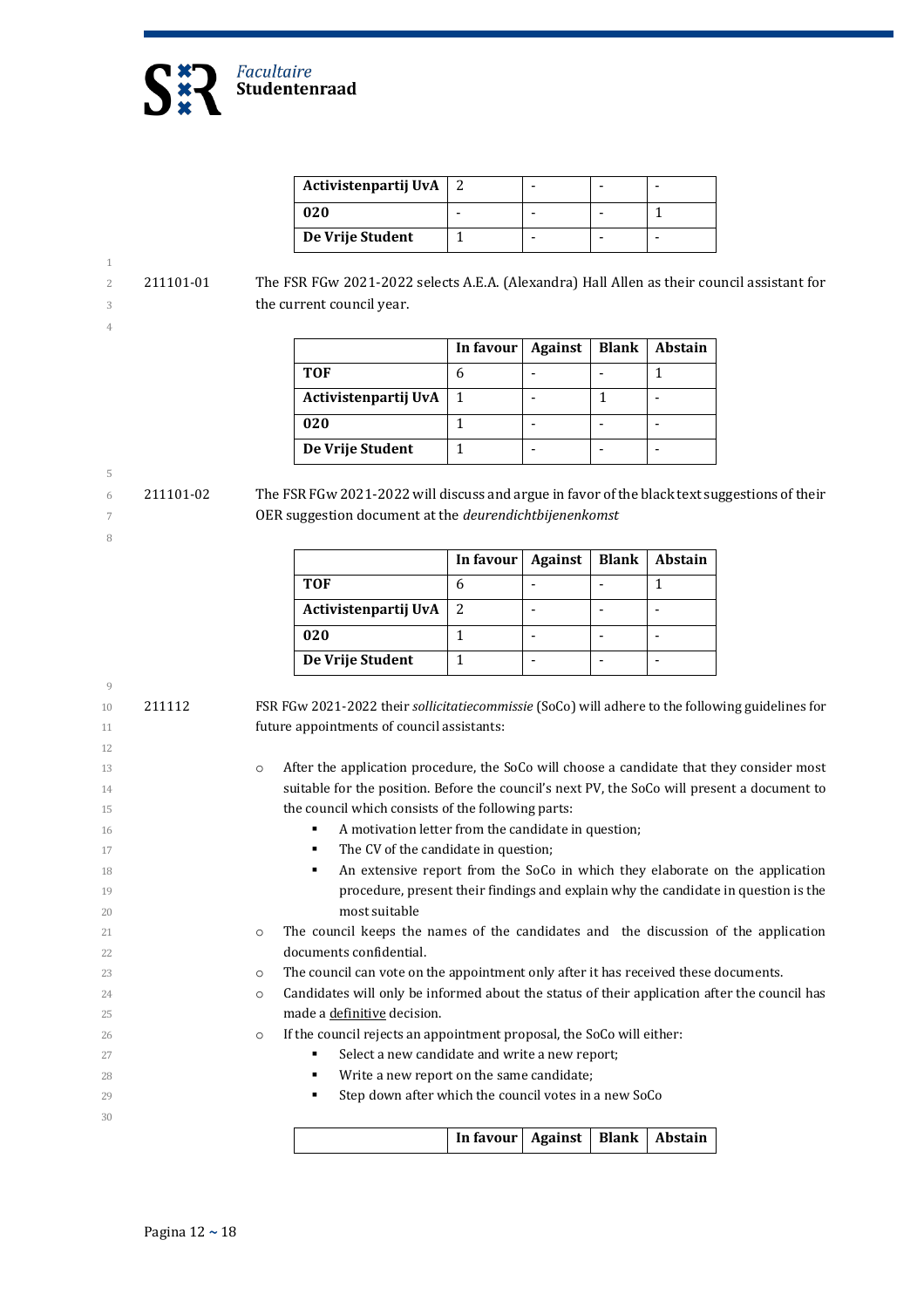| | | | | |
|---|---|---|---|---|
| **Activistenpartij UvA** | 2 | - | - | - |
| **020** | - | - | - | 1 |
| **De Vrije Student** | 1 | - | - | - |

211101-01 The FSR FGw 2021-2022 selects A.E.A. (Alexandra) Hall Allen as their council assistant for the current council year.

| | In favour | Against | Blank | Abstain |
|---|---|---|---|---|
| **TOF** | 6 | - | - | 1 |
| **Activistenpartij UvA** | 1 | - | 1 | - |
| **020** | 1 | - | - | - |
| **De Vrije Student** | 1 | - | - | - |

211101-02 The FSR FGw 2021-2022 will discuss and argue in favor of the black text suggestions of their OER suggestion document at the *deurendichtbijenenkomst*

| | In favour | Against | Blank | Abstain |
|---|---|---|---|---|
| **TOF** | 6 | - | - | 1 |
| **Activistenpartij UvA** | 2 | - | - | - |
| **020** | 1 | - | - | - |
| **De Vrije Student** | 1 | - | - | - |

211112 FSR FGw 2021-2022 their *sollicitatiecommissie* (SoCo) will adhere to the following guidelines for future appointments of council assistants:

- After the application procedure, the SoCo will choose a candidate that they consider most suitable for the position. Before the council's next PV, the SoCo will present a document to the council which consists of the following parts:
  - A motivation letter from the candidate in question;
  - The CV of the candidate in question;
  - An extensive report from the SoCo in which they elaborate on the application procedure, present their findings and explain why the candidate in question is the most suitable
- The council keeps the names of the candidates and the discussion of the application documents confidential.
- The council can vote on the appointment only after it has received these documents.
- Candidates will only be informed about the status of their application after the council has made a <u>definitive</u> decision.
- If the council rejects an appointment proposal, the SoCo will either:
  - Select a new candidate and write a new report;
  - Write a new report on the same candidate;
  - Step down after which the council votes in a new SoCo

| | In favour | Against | Blank | Abstain |
|---|---|---|---|---|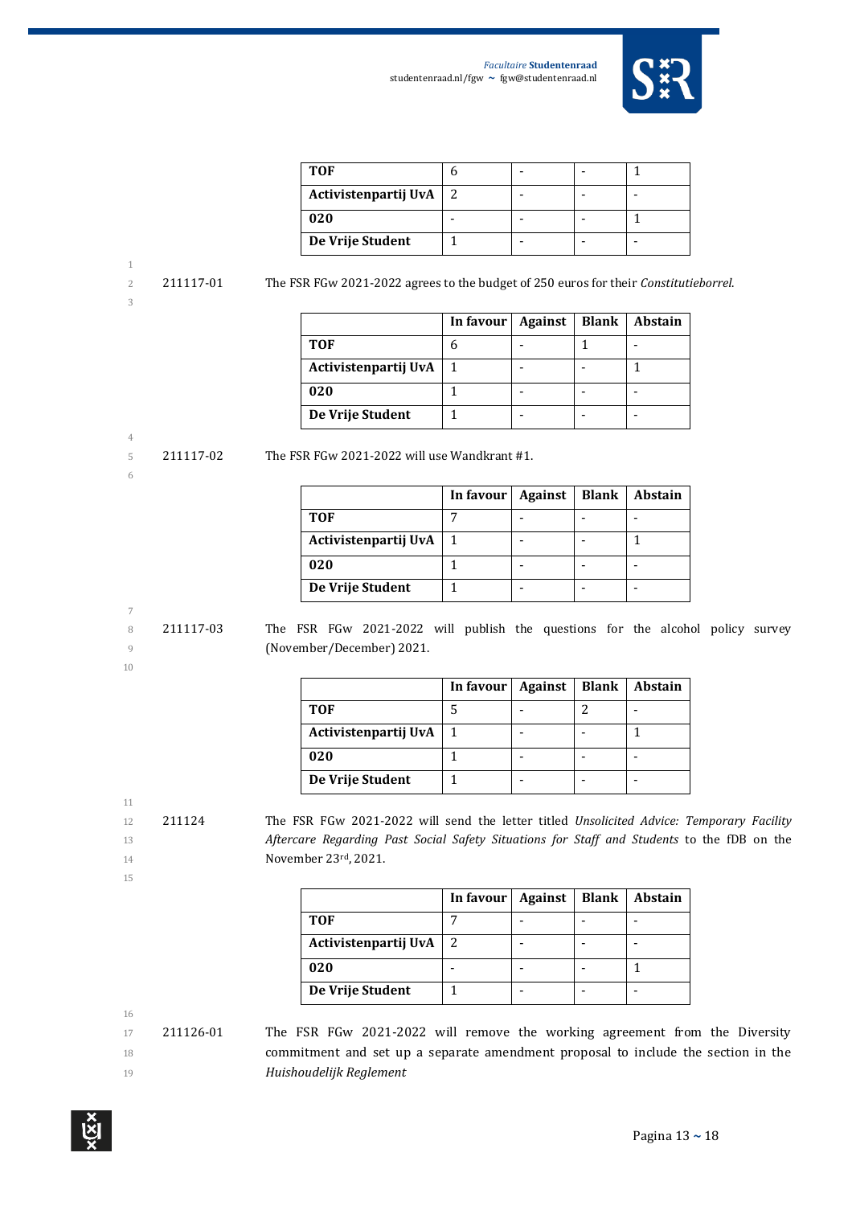| TOF | 6 | - | - | 1 |
|---|---|---|---|---|
| Activistenpartij UvA | 2 | - | - | - |
| 020 | - | - | - | 1 |
| De Vrije Student | 1 | - | - | - |

211117-01 The FSR FGw 2021-2022 agrees to the budget of 250 euros for their *Constitutieborrel*.

| | In favour | Against | Blank | Abstain |
|---|---|---|---|---|
| TOF | 6 | - | 1 | - |
| Activistenpartij UvA | 1 | - | - | 1 |
| 020 | 1 | - | - | - |
| De Vrije Student | 1 | - | - | - |

211117-02 The FSR FGw 2021-2022 will use Wandkrant #1.

| | In favour | Against | Blank | Abstain |
|---|---|---|---|---|
| TOF | 7 | - | - | - |
| Activistenpartij UvA | 1 | - | - | 1 |
| 020 | 1 | - | - | - |
| De Vrije Student | 1 | - | - | - |

211117-03 The FSR FGw 2021-2022 will publish the questions for the alcohol policy survey (November/December) 2021.

| | In favour | Against | Blank | Abstain |
|---|---|---|---|---|
| TOF | 5 | - | 2 | - |
| Activistenpartij UvA | 1 | - | - | 1 |
| 020 | 1 | - | - | - |
| De Vrije Student | 1 | - | - | - |

211124 The FSR FGw 2021-2022 will send the letter titled *Unsolicited Advice: Temporary Facility Aftercare Regarding Past Social Safety Situations for Staff and Students* to the fDB on the November 23rd, 2021.

| | In favour | Against | Blank | Abstain |
|---|---|---|---|---|
| TOF | 7 | - | - | - |
| Activistenpartij UvA | 2 | - | - | - |
| 020 | - | - | - | 1 |
| De Vrije Student | 1 | - | - | - |

211126-01 The FSR FGw 2021-2022 will remove the working agreement from the Diversity commitment and set up a separate amendment proposal to include the section in the *Huishoudelijk Reglement*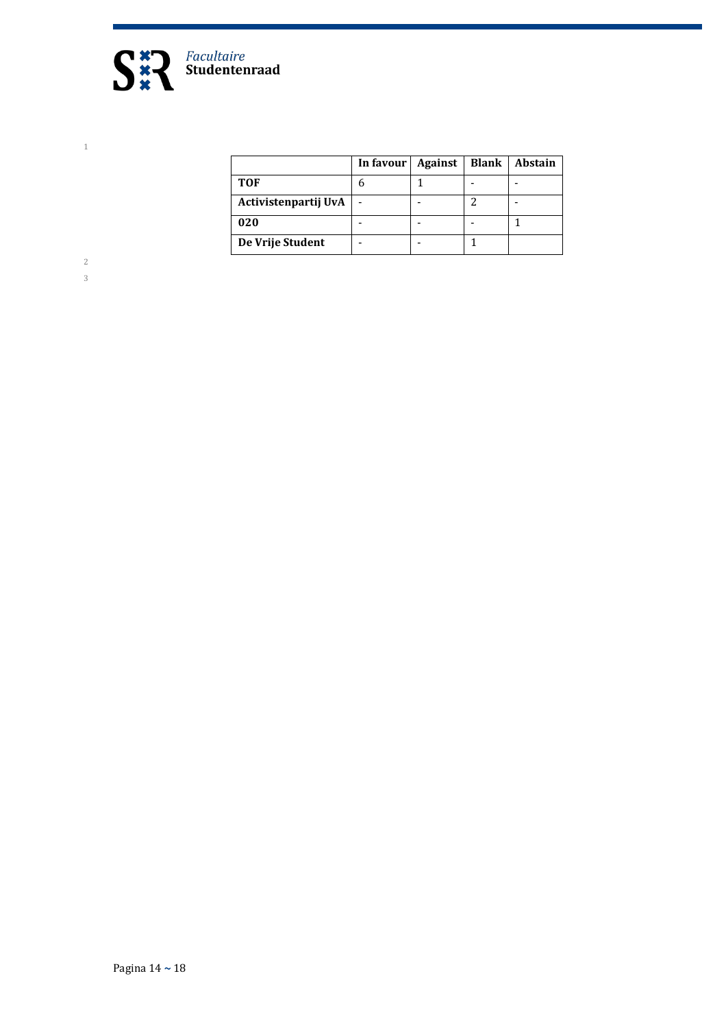| | In favour | Against | Blank | Abstain |
|---|---|---|---|---|
| **TOF** | 6 | 1 | - | - |
| **Activistenpartij UvA** | - | - | 2 | - |
| **020** | - | - | - | 1 |
| **De Vrije Student** | - | - | 1 | |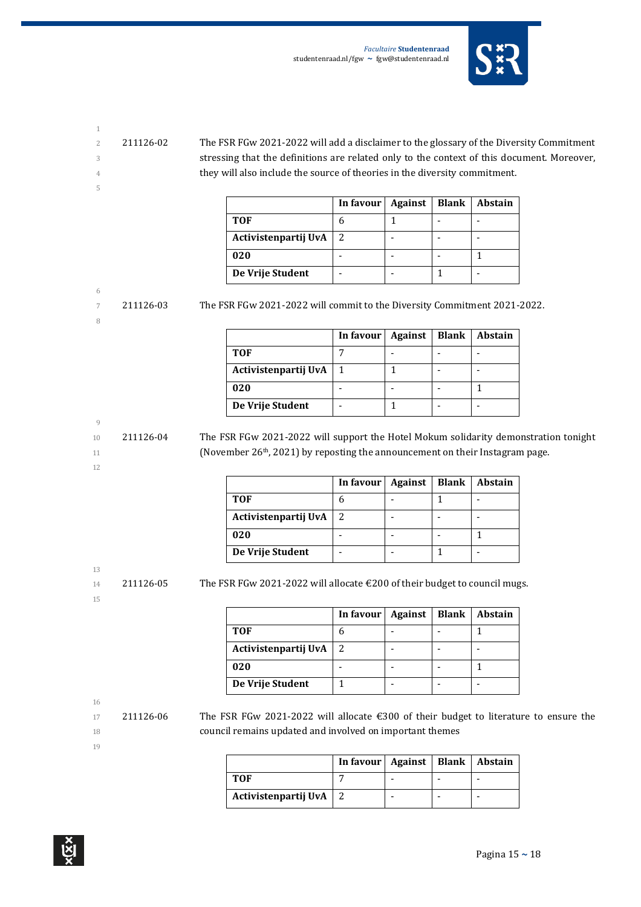211126-02 The FSR FGw 2021-2022 will add a disclaimer to the glossary of the Diversity Commitment stressing that the definitions are related only to the context of this document. Moreover, they will also include the source of theories in the diversity commitment.

| | In favour | Against | Blank | Abstain |
|---|---|---|---|---|
| **TOF** | 6 | 1 | - | - |
| **Activistenpartij UvA** | 2 | - | - | - |
| **020** | - | - | - | 1 |
| **De Vrije Student** | - | - | 1 | - |

211126-03 The FSR FGw 2021-2022 will commit to the Diversity Commitment 2021-2022.

| | In favour | Against | Blank | Abstain |
|---|---|---|---|---|
| **TOF** | 7 | - | - | - |
| **Activistenpartij UvA** | 1 | 1 | - | - |
| **020** | - | - | - | 1 |
| **De Vrije Student** | - | 1 | - | - |

211126-04 The FSR FGw 2021-2022 will support the Hotel Mokum solidarity demonstration tonight (November 26th, 2021) by reposting the announcement on their Instagram page.

| | In favour | Against | Blank | Abstain |
|---|---|---|---|---|
| **TOF** | 6 | - | 1 | - |
| **Activistenpartij UvA** | 2 | - | - | - |
| **020** | - | - | - | 1 |
| **De Vrije Student** | - | - | 1 | - |

211126-05 The FSR FGw 2021-2022 will allocate €200 of their budget to council mugs.

| | In favour | Against | Blank | Abstain |
|---|---|---|---|---|
| **TOF** | 6 | - | - | 1 |
| **Activistenpartij UvA** | 2 | - | - | - |
| **020** | - | - | - | 1 |
| **De Vrije Student** | 1 | - | - | - |

211126-06 The FSR FGw 2021-2022 will allocate €300 of their budget to literature to ensure the council remains updated and involved on important themes

| | In favour | Against | Blank | Abstain |
|---|---|---|---|---|
| **TOF** | 7 | - | - | - |
| **Activistenpartij UvA** | 2 | - | - | - |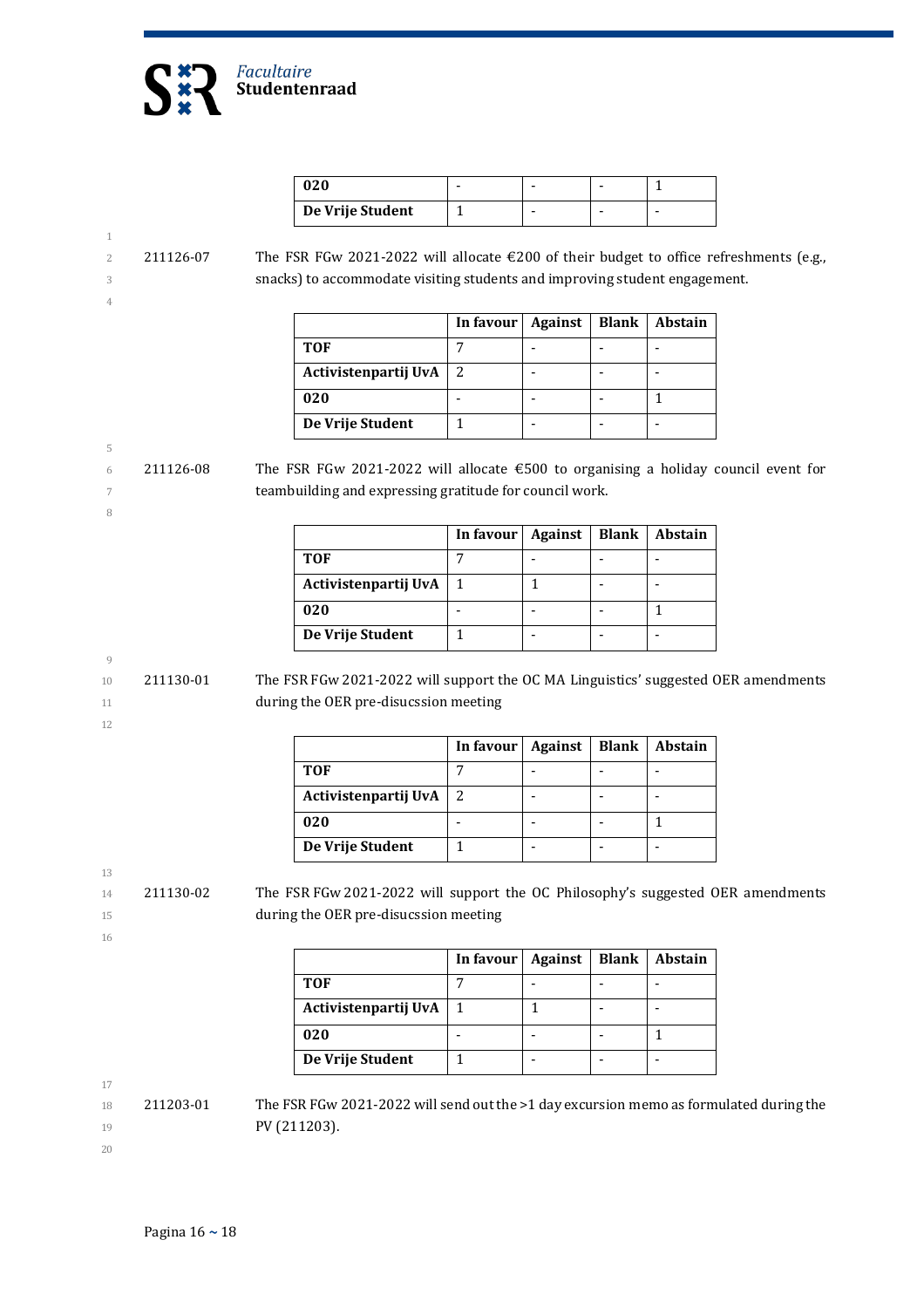| | | | | |
|---|---|---|---|---|
| **020** | - | - | - | 1 |
| **De Vrije Student** | 1 | - | - | - |

211126-07 The FSR FGw 2021-2022 will allocate €200 of their budget to office refreshments (e.g., snacks) to accommodate visiting students and improving student engagement.

| | In favour | Against | Blank | Abstain |
|---|---|---|---|---|
| **TOF** | 7 | - | - | - |
| **Activistenpartij UvA** | 2 | - | - | - |
| **020** | - | - | - | 1 |
| **De Vrije Student** | 1 | - | - | - |

211126-08 The FSR FGw 2021-2022 will allocate €500 to organising a holiday council event for teambuilding and expressing gratitude for council work.

| | In favour | Against | Blank | Abstain |
|---|---|---|---|---|
| **TOF** | 7 | - | - | - |
| **Activistenpartij UvA** | 1 | 1 | - | - |
| **020** | - | - | - | 1 |
| **De Vrije Student** | 1 | - | - | - |

211130-01 The FSR FGw 2021-2022 will support the OC MA Linguistics' suggested OER amendments during the OER pre-disucssion meeting

| | In favour | Against | Blank | Abstain |
|---|---|---|---|---|
| **TOF** | 7 | - | - | - |
| **Activistenpartij UvA** | 2 | - | - | - |
| **020** | - | - | - | 1 |
| **De Vrije Student** | 1 | - | - | - |

211130-02 The FSR FGw 2021-2022 will support the OC Philosophy's suggested OER amendments during the OER pre-disucssion meeting

| | In favour | Against | Blank | Abstain |
|---|---|---|---|---|
| **TOF** | 7 | - | - | - |
| **Activistenpartij UvA** | 1 | 1 | - | - |
| **020** | - | - | - | 1 |
| **De Vrije Student** | 1 | - | - | - |

211203-01 The FSR FGw 2021-2022 will send out the >1 day excursion memo as formulated during the PV (211203).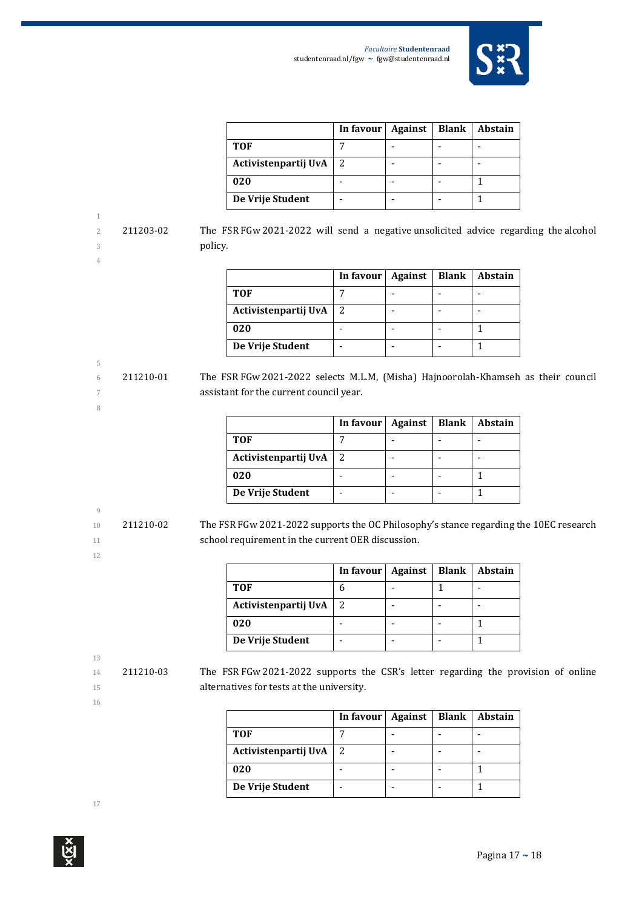| | In favour | Against | Blank | Abstain |
|---|---|---|---|---|
| **TOF** | 7 | - | - | - |
| **Activistenpartij UvA** | 2 | - | - | - |
| **020** | - | - | - | 1 |
| **De Vrije Student** | - | - | - | 1 |

211203-02 The FSR FGw 2021-2022 will send a negative unsolicited advice regarding the alcohol policy.

| | In favour | Against | Blank | Abstain |
|---|---|---|---|---|
| **TOF** | 7 | - | - | - |
| **Activistenpartij UvA** | 2 | - | - | - |
| **020** | - | - | - | 1 |
| **De Vrije Student** | - | - | - | 1 |

211210-01 The FSR FGw 2021-2022 selects M.L.M, (Misha) Hajnoorolah-Khamseh as their council assistant for the current council year.

| | In favour | Against | Blank | Abstain |
|---|---|---|---|---|
| **TOF** | 7 | - | - | - |
| **Activistenpartij UvA** | 2 | - | - | - |
| **020** | - | - | - | 1 |
| **De Vrije Student** | - | - | - | 1 |

211210-02 The FSR FGw 2021-2022 supports the OC Philosophy's stance regarding the 10EC research school requirement in the current OER discussion.

| | In favour | Against | Blank | Abstain |
|---|---|---|---|---|
| **TOF** | 6 | - | 1 | - |
| **Activistenpartij UvA** | 2 | - | - | - |
| **020** | - | - | - | 1 |
| **De Vrije Student** | - | - | - | 1 |

211210-03 The FSR FGw 2021-2022 supports the CSR's letter regarding the provision of online alternatives for tests at the university.

| | In favour | Against | Blank | Abstain |
|---|---|---|---|---|
| **TOF** | 7 | - | - | - |
| **Activistenpartij UvA** | 2 | - | - | - |
| **020** | - | - | - | 1 |
| **De Vrije Student** | - | - | - | 1 |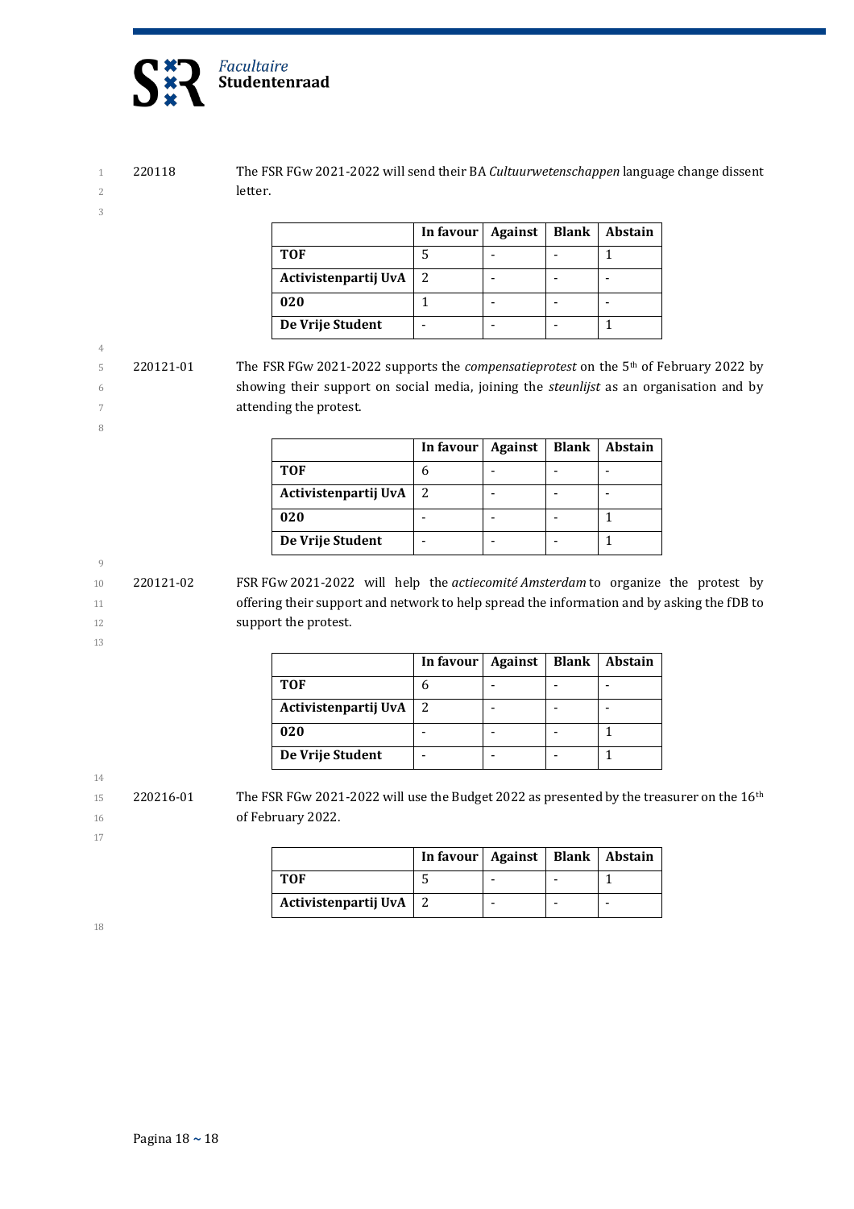220118 The FSR FGw 2021-2022 will send their BA *Cultuurwetenschappen* language change dissent letter.

| | In favour | Against | Blank | Abstain |
|---|---|---|---|---|
| **TOF** | 5 | - | - | 1 |
| **Activistenpartij UvA** | 2 | - | - | - |
| **020** | 1 | - | - | - |
| **De Vrije Student** | - | - | - | 1 |

220121-01 The FSR FGw 2021-2022 supports the *compensatieprotest* on the 5th of February 2022 by showing their support on social media, joining the *steunlijst* as an organisation and by attending the protest.

| | In favour | Against | Blank | Abstain |
|---|---|---|---|---|
| **TOF** | 6 | - | - | - |
| **Activistenpartij UvA** | 2 | - | - | - |
| **020** | - | - | - | 1 |
| **De Vrije Student** | - | - | - | 1 |

220121-02 FSR FGw 2021-2022 will help the *actiecomité Amsterdam* to organize the protest by offering their support and network to help spread the information and by asking the fDB to support the protest.

| | In favour | Against | Blank | Abstain |
|---|---|---|---|---|
| **TOF** | 6 | - | - | - |
| **Activistenpartij UvA** | 2 | - | - | - |
| **020** | - | - | - | 1 |
| **De Vrije Student** | - | - | - | 1 |

220216-01 The FSR FGw 2021-2022 will use the Budget 2022 as presented by the treasurer on the 16th of February 2022.

| | In favour | Against | Blank | Abstain |
|---|---|---|---|---|
| **TOF** | 5 | - | - | 1 |
| **Activistenpartij UvA** | 2 | - | - | - |